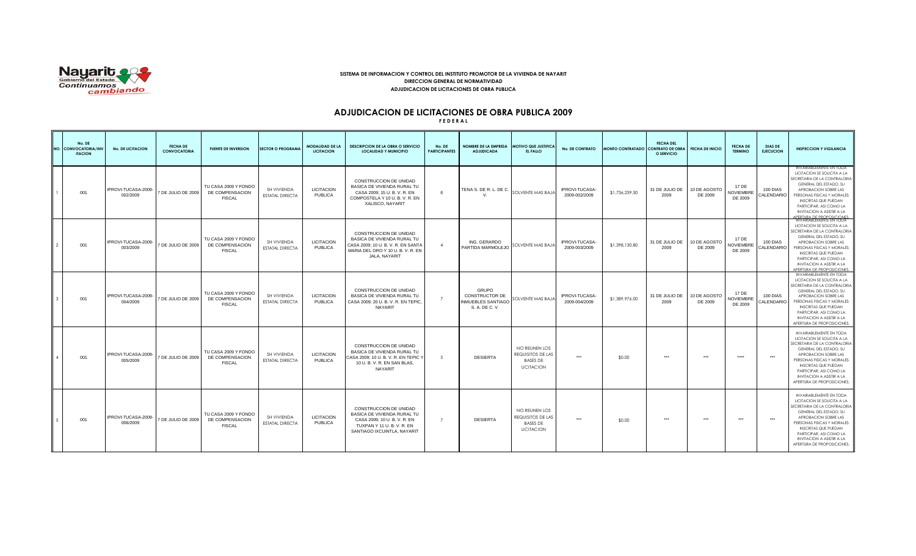**SISTEMA DE INFORMACION Y CONTROL DEL INSTITUTO PROMOTOR DE LA VIVIENDA DE NAYARIT**
**DIRECCION GENERAL DE NORMATIVIDAD**
**ADJUDICACION DE LICITACIONES DE OBRA PUBLICA**

# ADJUDICACION DE LICITACIONES DE OBRA PUBLICA 2009

**F E D E R A L**

| NO. | No. DE CONVOCATORIA/INVITACION | No. DE LICITACION | FECHA DE CONVOCATORIA | FUENTE DE INVERSION | SECTOR O PROGRAMA | MODALIDAD DE LA LICITACION | DESCRIPCION DE LA OBRA O SERVICIO LOCALIDAD Y MUNICIPIO | No. DE PARTICIPANTES | NOMBRE DE LA EMPRESA ADJUDICADA | MOTIVO QUE JUSTIFICA EL FALLO | No. DE CONTRATO | MONTO CONTRATADO | FECHA DEL CONTRATO DE OBRA O SERVICIO | FECHA DE INICIO | FECHA DE TERMINO | DIAS DE EJECUCION | INSPECCION Y VIGILANCIA |
|---|---|---|---|---|---|---|---|---|---|---|---|---|---|---|---|---|---|
| 1 | 001 | IPROVI-TUCASA-2009-002/2009 | 7 DE JULIO DE 2009 | TU CASA 2009 Y FONDO DE COMPENSACION FISCAL | SH VIVIENDA ESTATAL DIRECTA | LICITACION PUBLICA | CONSTRUCCION DE UNIDAD BASICA DE VIVIENDA RURAL TU CASA 2009; 15 U. B. V. R. EN COMPOSTELA Y 10 U. B. V. R. EN XALISCO, NAYARIT | 8 | TENA S. DE R. L. DE C. V. | SOLVENTE MAS BAJA | IPROVI-TUCASA-2009-002/2009 | $1,736,239.50 | 31 DE JULIO DE 2009 | 10 DE AGOSTO DE 2009 | 17 DE NOVIEMBRE DE 2009 | 100 DIAS CALENDARIO | INVARIABLEMENTE EN TODA LICITACION SE SOLICITA A LA SECRETARIA DE LA CONTRALORIA GENERAL DEL ESTADO, SU APROBACION SOBRE LAS PERSONAS FISICAS Y MORALES INSCRITAS QUE PUEDAN PARTICIPAR, ASI COMO LA INVITACION A ASISTIR A LA APERTURA DE PROPOSICIONES. |
| 2 | 001 | IPROVI-TUCASA-2009-003/2009 | 7 DE JULIO DE 2009 | TU CASA 2009 Y FONDO DE COMPENSACION FISCAL | SH VIVIENDA ESTATAL DIRECTA | LICITACION PUBLICA | CONSTRUCCION DE UNIDAD BASICA DE VIVIENDA RURAL TU CASA 2009; 10 U. B. V. R. EN SANTA MARIA DEL ORO Y 10 U. B. V. R. EN JALA, NAYARIT | 4 | ING. GERARDO PARTIDA MARMOLEJO | SOLVENTE MAS BAJA | IPROVI-TUCASA-2009-003/2009 | $1,398,130.80 | 31 DE JULIO DE 2009 | 10 DE AGOSTO DE 2009 | 17 DE NOVIEMBRE DE 2009 | 100 DIAS CALENDARIO | INVARIABLEMENTE EN TODA LICITACION SE SOLICITA A LA SECRETARIA DE LA CONTRALORIA GENERAL DEL ESTADO, SU APROBACION SOBRE LAS PERSONAS FISICAS Y MORALES INSCRITAS QUE PUEDAN PARTICIPAR, ASI COMO LA INVITACION A ASISTIR A LA APERTURA DE PROPOSICIONES. |
| 3 | 001 | IPROVI-TUCASA-2009-004/2009 | 7 DE JULIO DE 2009 | TU CASA 2009 Y FONDO DE COMPENSACION FISCAL | SH VIVIENDA ESTATAL DIRECTA | LICITACION PUBLICA | CONSTRUCCION DE UNIDAD BASICA DE VIVIENDA RURAL TU CASA 2009; 20 U. B. V. R. EN TEPIC, NAYARIT | 7 | GRUPO CONSTRUCTOR DE INMUEBLES SANTIAGO S. A. DE C. V. | SOLVENTE MAS BAJA | IPROVI-TUCASA-2009-004/2009 | $1,389,976.00 | 31 DE JULIO DE 2009 | 10 DE AGOSTO DE 2009 | 17 DE NOVIEMBRE DE 2009 | 100 DIAS CALENDARIO | INVARIABLEMENTE EN TODA LICITACION SE SOLICITA A LA SECRETARIA DE LA CONTRALORIA GENERAL DEL ESTADO, SU APROBACION SOBRE LAS PERSONAS FISICAS Y MORALES INSCRITAS QUE PUEDAN PARTICIPAR, ASI COMO LA INVITACION A ASISTIR A LA APERTURA DE PROPOSICIONES. |
| 4 | 001 | IPROVI-TUCASA-2009-005/2009 | 7 DE JULIO DE 2009 | TU CASA 2009 Y FONDO DE COMPENSACION FISCAL | SH VIVIENDA ESTATAL DIRECTA | LICITACION PUBLICA | CONSTRUCCION DE UNIDAD BASICA DE VIVIENDA RURAL TU CASA 2009; 10 U. B. V. R. EN TEPIC Y 10 U. B. V. R. EN SAN BLAS, NAYARIT | 5 | DESIERTA | NO REUNEN LOS REQUISITOS DE LAS BASES DE LICITACION | *** | $0.00 | *** | *** | **** | *** | INVARIABLEMENTE EN TODA LICITACION SE SOLICITA A LA SECRETARIA DE LA CONTRALORIA GENERAL DEL ESTADO, SU APROBACION SOBRE LAS PERSONAS FISICAS Y MORALES INSCRITAS QUE PUEDAN PARTICIPAR, ASI COMO LA INVITACION A ASISTIR A LA APERTURA DE PROPOSICIONES. |
| 5 | 001 | IPROVI-TUCASA-2009-006/2009 | 7 DE JULIO DE 2009 | TU CASA 2009 Y FONDO DE COMPENSACION FISCAL | SH VIVIENDA ESTATAL DIRECTA | LICITACION PUBLICA | CONSTRUCCION DE UNIDAD BASICA DE VIVIENDA RURAL TU CASA 2009; 10 U. B. V. R. EN TUXPAN Y 11 U. B. V. R. EN SANTIAGO IXCUINTLA, NAYARIT | 7 | DESIERTA | NO REUNEN LOS REQUISITOS DE LAS BASES DE LICITACION | *** | $0.00 | *** | *** | *** | *** | INVARIABLEMENTE EN TODA LICITACION SE SOLICITA A LA SECRETARIA DE LA CONTRALORIA GENERAL DEL ESTADO, SU APROBACION SOBRE LAS PERSONAS FISICAS Y MORALES INSCRITAS QUE PUEDAN PARTICIPAR, ASI COMO LA INVITACION A ASISTIR A LA APERTURA DE PROPOSICIONES. |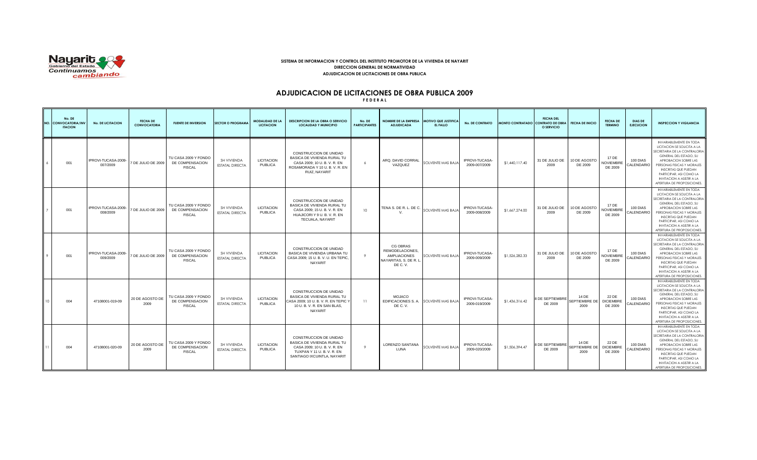**SISTEMA DE INFORMACION Y CONTROL DEL INSTITUTO PROMOTOR DE LA VIVIENDA DE NAYARIT**
**DIRECCION GENERAL DE NORMATIVIDAD**
**ADJUDICACION DE LICITACIONES DE OBRA PUBLICA**

# ADJUDICACION DE LICITACIONES DE OBRA PUBLICA 2009

**F E D E R A L**

| NO. | No. DE CONVOCATORIA/INVITACION | No. DE LICITACION | FECHA DE CONVOCATORIA | FUENTE DE INVERSION | SECTOR O PROGRAMA | MODALIDAD DE LA LICITACION | DESCRIPCION DE LA OBRA O SERVICIO LOCALIDAD Y MUNICIPIO | No. DE PARTICIPANTES | NOMBRE DE LA EMPRESA ADJUDICADA | MOTIVO QUE JUSTIFICA EL FALLO | No. DE CONTRATO | MONTO CONTRATADO | FECHA DEL CONTRATO DE OBRA O SERVICIO | FECHA DE INICIO | FECHA DE TERMINO | DIAS DE EJECUCION | INSPECCION Y VIGILANCIA |
|---|---|---|---|---|---|---|---|---|---|---|---|---|---|---|---|---|---|
| 6 | 001 | IPROVI-TUCASA-2009-007/2009 | 7 DE JULIO DE 2009 | TU CASA 2009 Y FONDO DE COMPENSACION FISCAL | SH VIVIENDA ESTATAL DIRECTA | LICITACION PUBLICA | CONSTRUCCION DE UNIDAD BASICA DE VIVIENDA RURAL TU CASA 2009; 10 U. B. V. R. EN ROSAMORADA Y 10 U. B. V. R. EN RUIZ, NAYARIT | 6 | ARQ. DAVID CORRAL VAZQUEZ | SOLVENTE MAS BAJA | IPROVI-TUCASA-2009-007/2009 | $1,440,117.40 | 31 DE JULIO DE 2009 | 10 DE AGOSTO DE 2009 | 17 DE NOVIEMBRE DE 2009 | 100 DIAS CALENDARIO | INVARIABLEMENTE EN TODA LICITACION SE SOLICITA A LA SECRETARIA DE LA CONTRALORIA GENERAL DEL ESTADO, SU APROBACION SOBRE LAS PERSONAS FISICAS Y MORALES INSCRITAS QUE PUEDAN PARTICIPAR, ASI COMO LA INVITACION A ASISTIR A LA APERTURA DE PROPOSICIONES. |
| 7 | 001 | IPROVI-TUCASA-2009-008/2009 | 7 DE JULIO DE 2009 | TU CASA 2009 Y FONDO DE COMPENSACION FISCAL | SH VIVIENDA ESTATAL DIRECTA | LICITACION PUBLICA | CONSTRUCCION DE UNIDAD BASICA DE VIVIENDA RURAL TU CASA 2009; 15 U. B. V. R. EN HUAJICORI Y 9 U. B. V. R. EN TECUALA, NAYARIT | 10 | TENA S. DE R. L. DE C. V. | SOLVENTE MAS BAJA | IPROVI-TUCASA-2009-008/2009 | $1,667,274.00 | 31 DE JULIO DE 2009 | 10 DE AGOSTO DE 2009 | 17 DE NOVIEMBRE DE 2009 | 100 DIAS CALENDARIO | INVARIABLEMENTE EN TODA LICITACION SE SOLICITA A LA SECRETARIA DE LA CONTRALORIA GENERAL DEL ESTADO, SU APROBACION SOBRE LAS PERSONAS FISICAS Y MORALES INSCRITAS QUE PUEDAN PARTICIPAR, ASI COMO LA INVITACION A ASISTIR A LA APERTURA DE PROPOSICIONES. |
| 9 | 001 | IPROVI-TUCASA-2009-009/2009 | 7 DE JULIO DE 2009 | TU CASA 2009 Y FONDO DE COMPENSACION FISCAL | SH VIVIENDA ESTATAL DIRECTA | LICITACION PUBLICA | CONSTRUCCION DE UNIDAD BASICA DE VIVIENDA URBANA TU CASA 2009; 15 U. B. V. U. EN TEPIC, NAYARIT | 9 | CG OBRAS REMODELACIONES, AMPLIACIONES NAYARITAS, S. DE R. L. DE C. V. | SOLVENTE MAS BAJA | IPROVI-TUCASA-2009-009/2009 | $1,526,282.33 | 31 DE JULIO DE 2009 | 10 DE AGOSTO DE 2009 | 17 DE NOVIEMBRE DE 2009 | 100 DIAS CALENDARIO | INVARIABLEMENTE EN TODA LICITACION SE SOLICITA A LA SECRETARIA DE LA CONTRALORIA GENERAL DEL ESTADO, SU APROBACION SOBRE LAS PERSONAS FISICAS Y MORALES INSCRITAS QUE PUEDAN PARTICIPAR, ASI COMO LA INVITACION A ASISTIR A LA APERTURA DE PROPOSICIONES. |
| 10 | 004 | 47108001-019-09 | 20 DE AGOSTO DE 2009 | TU CASA 2009 Y FONDO DE COMPENSACION FISCAL | SH VIVIENDA ESTATAL DIRECTA | LICITACION PUBLICA | CONSTRUCCION DE UNIDAD BASICA DE VIVIENDA RURAL TU CASA 2009; 10 U. B. V. R. EN TEPIC Y 10 U. B. V. R. EN SAN BLAS, NAYARIT | 11 | MOJACO EDIFICACIONES S. A. DE C. V. | SOLVENTE MAS BAJA | IPROVI-TUCASA-2009-019/2009 | $1,436,316.42 | 8 DE SEPTIEMBRE DE 2009 | 14 DE SEPTIEMBRE DE 2009 | 22 DE DICIEMBRE DE 2009 | 100 DIAS CALENDARIO | INVARIABLEMENTE EN TODA LICITACION SE SOLICITA A LA SECRETARIA DE LA CONTRALORIA GENERAL DEL ESTADO, SU APROBACION SOBRE LAS PERSONAS FISICAS Y MORALES INSCRITAS QUE PUEDAN PARTICIPAR, ASI COMO LA INVITACION A ASISTIR A LA APERTURA DE PROPOSICIONES. |
| 11 | 004 | 47108001-020-09 | 20 DE AGOSTO DE 2009 | TU CASA 2009 Y FONDO DE COMPENSACION FISCAL | SH VIVIENDA ESTATAL DIRECTA | LICITACION PUBLICA | CONSTRUCCION DE UNIDAD BASICA DE VIVIENDA RURAL TU CASA 2009; 10 U. B. V. R. EN TUXPAN Y 11 U. B. V. R. EN SANTIAGO IXCUINTLA, NAYARIT | 9 | LORENZO SANTANA LUNA | SOLVENTE MAS BAJA | IPROVI-TUCASA-2009-020/2009 | $1,506,394.47 | 8 DE SEPTIEMBRE DE 2009 | 14 DE SEPTIEMBRE DE 2009 | 22 DE DICIEMBRE DE 2009 | 100 DIAS CALENDARIO | INVARIABLEMENTE EN TODA LICITACION SE SOLICITA A LA SECRETARIA DE LA CONTRALORIA GENERAL DEL ESTADO, SU APROBACION SOBRE LAS PERSONAS FISICAS Y MORALES INSCRITAS QUE PUEDAN PARTICIPAR, ASI COMO LA INVITACION A ASISTIR A LA APERTURA DE PROPOSICIONES. |